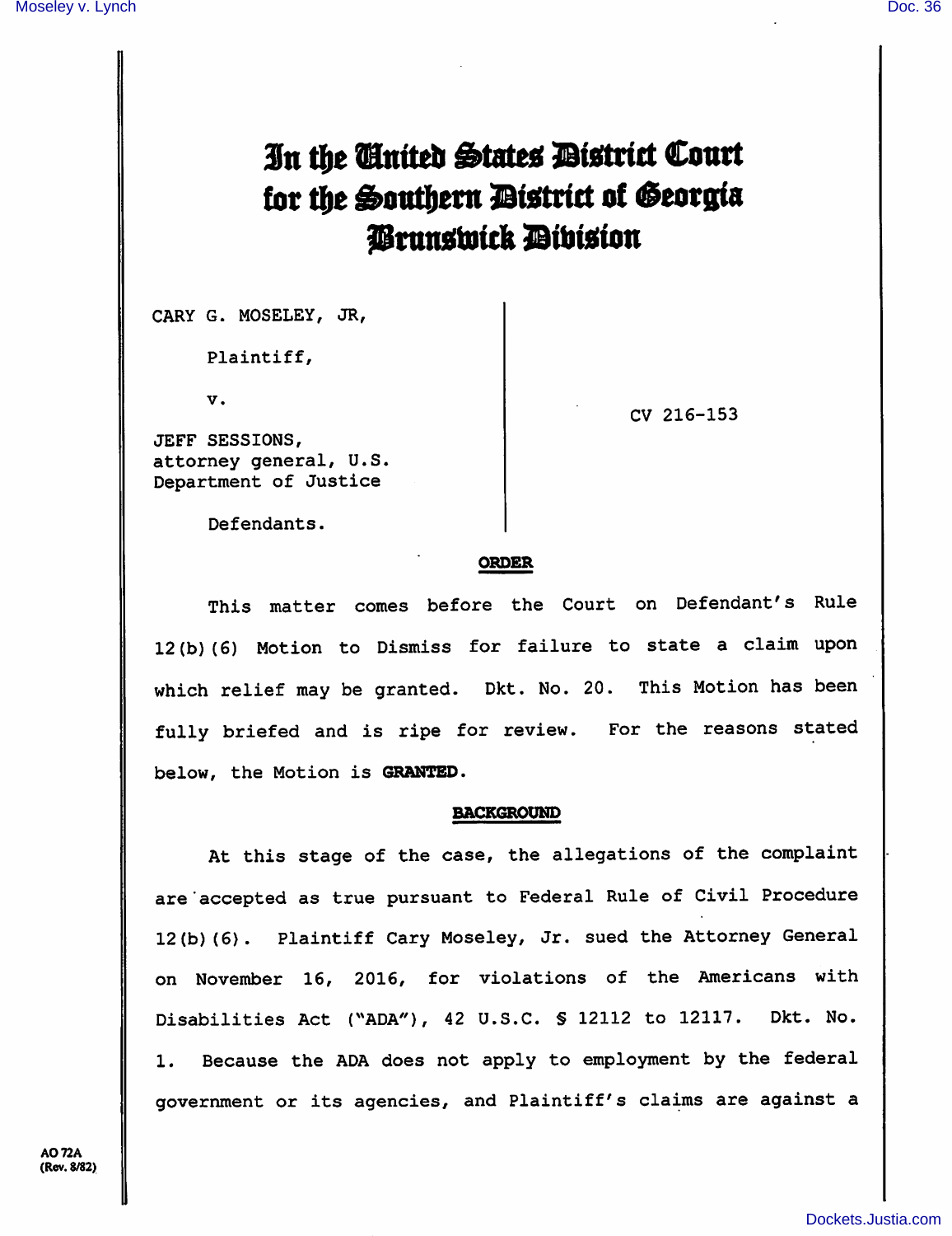# In the United States District Court for the Southern District of Georgia Brunswick Division

CARY G. MOSELEY, JR,

Plaintiff,

v.

JEFF SESSIONS, attorney general, U.S. Department of Justice

Defendants.

CV 216-153

**ORDER**

This matter comes before the Court on Defendant's Rule 12(b)(6) Motion to Dismiss for failure to state a claim upon which relief may be granted. Dkt. No. 20. This Motion has been fully briefed and is ripe for review. For the reasons stated below, the Motion is **GRANTED**.

**BACKGROUND**

At this stage of the case, the allegations of the complaint are accepted as true pursuant to Federal Rule of Civil Procedure 12(b)(6). Plaintiff Cary Moseley, Jr. sued the Attorney General on November 16, 2016, for violations of the Americans with Disabilities Act ("ADA"), 42 U.S.C. § 12112 to 12117. Dkt. No. 1. Because the ADA does not apply to employment by the federal government or its agencies, and Plaintiff's claims are against a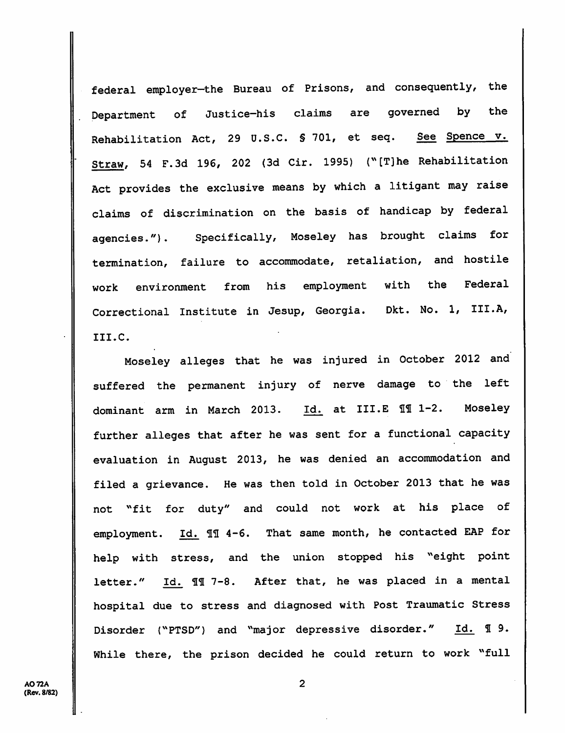federal employer—the Bureau of Prisons, and consequently, the Department of Justice—his claims are governed by the Rehabilitation Act, 29 U.S.C. § 701, et seq. See Spence v. Straw, 54 F.3d 196, 202 (3d Cir. 1995) ("[T]he Rehabilitation Act provides the exclusive means by which a litigant may raise claims of discrimination on the basis of handicap by federal agencies."). Specifically, Moseley has brought claims for termination, failure to accommodate, retaliation, and hostile work environment from his employment with the Federal Correctional Institute in Jesup, Georgia. Dkt. No. 1, III.A, III.C.

Moseley alleges that he was injured in October 2012 and suffered the permanent injury of nerve damage to the left dominant arm in March 2013. Id. at III.E ¶¶ 1-2. Moseley further alleges that after he was sent for a functional capacity evaluation in August 2013, he was denied an accommodation and filed a grievance. He was then told in October 2013 that he was not "fit for duty" and could not work at his place of employment. Id. ¶¶ 4-6. That same month, he contacted EAP for help with stress, and the union stopped his "eight point letter." Id. ¶¶ 7-8. After that, he was placed in a mental hospital due to stress and diagnosed with Post Traumatic Stress Disorder ("PTSD") and "major depressive disorder." Id. ¶ 9. While there, the prison decided he could return to work "full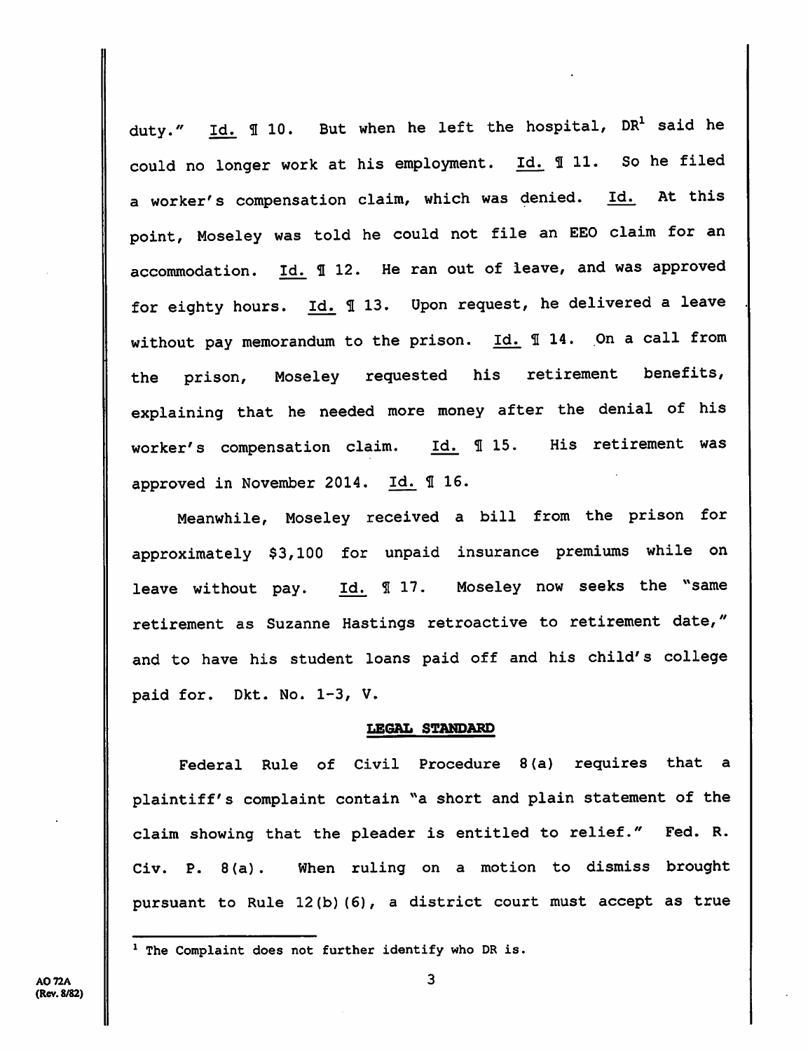duty." Id. ¶ 10. But when he left the hospital, DR[1] said he could no longer work at his employment. Id. ¶ 11. So he filed a worker's compensation claim, which was denied. Id. At this point, Moseley was told he could not file an EEO claim for an accommodation. Id. ¶ 12. He ran out of leave, and was approved for eighty hours. Id. ¶ 13. Upon request, he delivered a leave without pay memorandum to the prison. Id. ¶ 14. On a call from the prison, Moseley requested his retirement benefits, explaining that he needed more money after the denial of his worker's compensation claim. Id. ¶ 15. His retirement was approved in November 2014. Id. ¶ 16.

Meanwhile, Moseley received a bill from the prison for approximately $3,100 for unpaid insurance premiums while on leave without pay. Id. ¶ 17. Moseley now seeks the "same retirement as Suzanne Hastings retroactive to retirement date," and to have his student loans paid off and his child's college paid for. Dkt. No. 1-3, V.

## LEGAL STANDARD

Federal Rule of Civil Procedure 8(a) requires that a plaintiff's complaint contain "a short and plain statement of the claim showing that the pleader is entitled to relief." Fed. R. Civ. P. 8(a). When ruling on a motion to dismiss brought pursuant to Rule 12(b)(6), a district court must accept as true

---

[1] The Complaint does not further identify who DR is.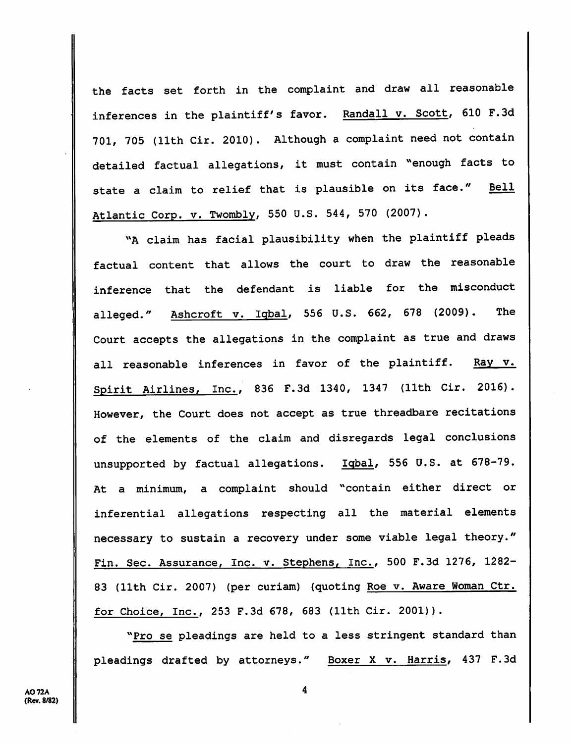the facts set forth in the complaint and draw all reasonable inferences in the plaintiff's favor. Randall v. Scott, 610 F.3d 701, 705 (11th Cir. 2010). Although a complaint need not contain detailed factual allegations, it must contain "enough facts to state a claim to relief that is plausible on its face." Bell Atlantic Corp. v. Twombly, 550 U.S. 544, 570 (2007).

"A claim has facial plausibility when the plaintiff pleads factual content that allows the court to draw the reasonable inference that the defendant is liable for the misconduct alleged." Ashcroft v. Iqbal, 556 U.S. 662, 678 (2009). The Court accepts the allegations in the complaint as true and draws all reasonable inferences in favor of the plaintiff. Ray v. Spirit Airlines, Inc., 836 F.3d 1340, 1347 (11th Cir. 2016). However, the Court does not accept as true threadbare recitations of the elements of the claim and disregards legal conclusions unsupported by factual allegations. Iqbal, 556 U.S. at 678-79. At a minimum, a complaint should "contain either direct or inferential allegations respecting all the material elements necessary to sustain a recovery under some viable legal theory." Fin. Sec. Assurance, Inc. v. Stephens, Inc., 500 F.3d 1276, 1282-83 (11th Cir. 2007) (per curiam) (quoting Roe v. Aware Woman Ctr. for Choice, Inc., 253 F.3d 678, 683 (11th Cir. 2001)).

"Pro se pleadings are held to a less stringent standard than pleadings drafted by attorneys." Boxer X v. Harris, 437 F.3d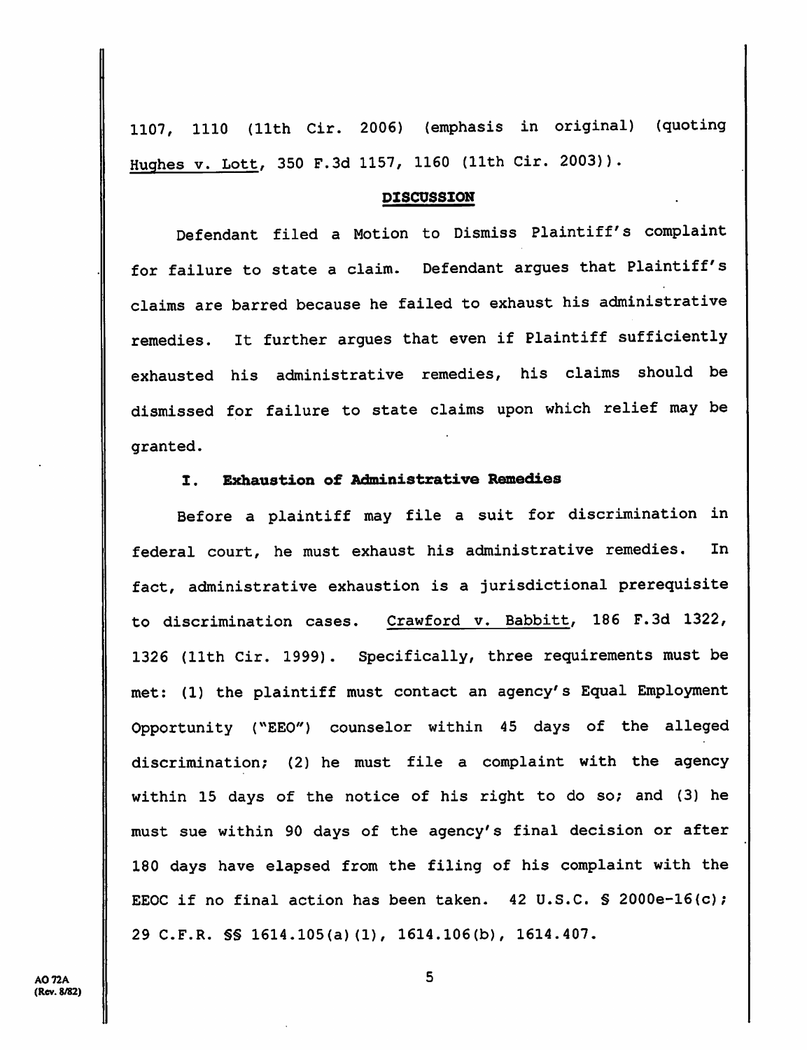1107, 1110 (11th Cir. 2006) (emphasis in original) (quoting Hughes v. Lott, 350 F.3d 1157, 1160 (11th Cir. 2003)).

## DISCUSSION

Defendant filed a Motion to Dismiss Plaintiff's complaint for failure to state a claim. Defendant argues that Plaintiff's claims are barred because he failed to exhaust his administrative remedies. It further argues that even if Plaintiff sufficiently exhausted his administrative remedies, his claims should be dismissed for failure to state claims upon which relief may be granted.

### I. Exhaustion of Administrative Remedies

Before a plaintiff may file a suit for discrimination in federal court, he must exhaust his administrative remedies. In fact, administrative exhaustion is a jurisdictional prerequisite to discrimination cases. Crawford v. Babbitt, 186 F.3d 1322, 1326 (11th Cir. 1999). Specifically, three requirements must be met: (1) the plaintiff must contact an agency's Equal Employment Opportunity ("EEO") counselor within 45 days of the alleged discrimination; (2) he must file a complaint with the agency within 15 days of the notice of his right to do so; and (3) he must sue within 90 days of the agency's final decision or after 180 days have elapsed from the filing of his complaint with the EEOC if no final action has been taken. 42 U.S.C. § 2000e-16(c); 29 C.F.R. §§ 1614.105(a)(1), 1614.106(b), 1614.407.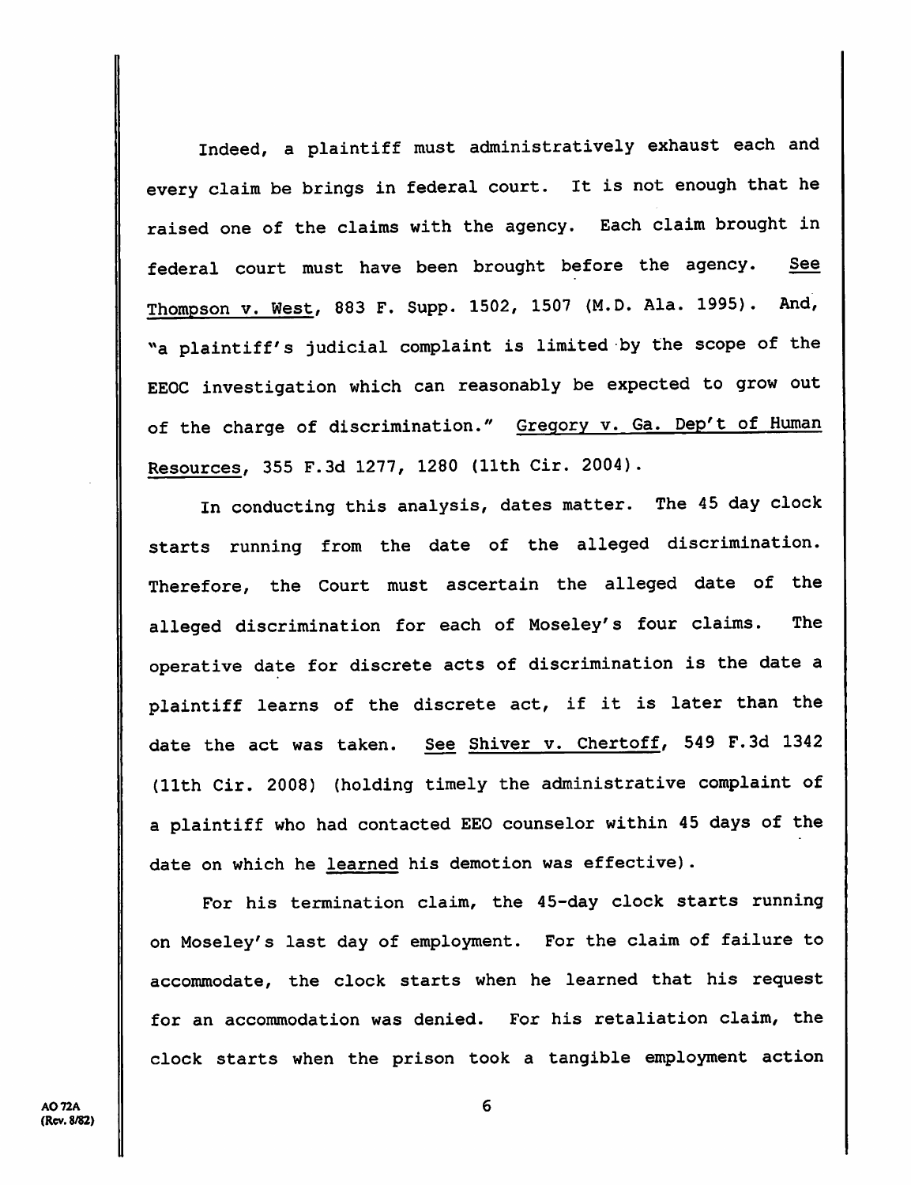Indeed, a plaintiff must administratively exhaust each and every claim be brings in federal court. It is not enough that he raised one of the claims with the agency. Each claim brought in federal court must have been brought before the agency. See Thompson v. West, 883 F. Supp. 1502, 1507 (M.D. Ala. 1995). And, "a plaintiff's judicial complaint is limited by the scope of the EEOC investigation which can reasonably be expected to grow out of the charge of discrimination." Gregory v. Ga. Dep't of Human Resources, 355 F.3d 1277, 1280 (11th Cir. 2004).

In conducting this analysis, dates matter. The 45 day clock starts running from the date of the alleged discrimination. Therefore, the Court must ascertain the alleged date of the alleged discrimination for each of Moseley's four claims. The operative date for discrete acts of discrimination is the date a plaintiff learns of the discrete act, if it is later than the date the act was taken. See Shiver v. Chertoff, 549 F.3d 1342 (11th Cir. 2008) (holding timely the administrative complaint of a plaintiff who had contacted EEO counselor within 45 days of the date on which he learned his demotion was effective).

For his termination claim, the 45-day clock starts running on Moseley's last day of employment. For the claim of failure to accommodate, the clock starts when he learned that his request for an accommodation was denied. For his retaliation claim, the clock starts when the prison took a tangible employment action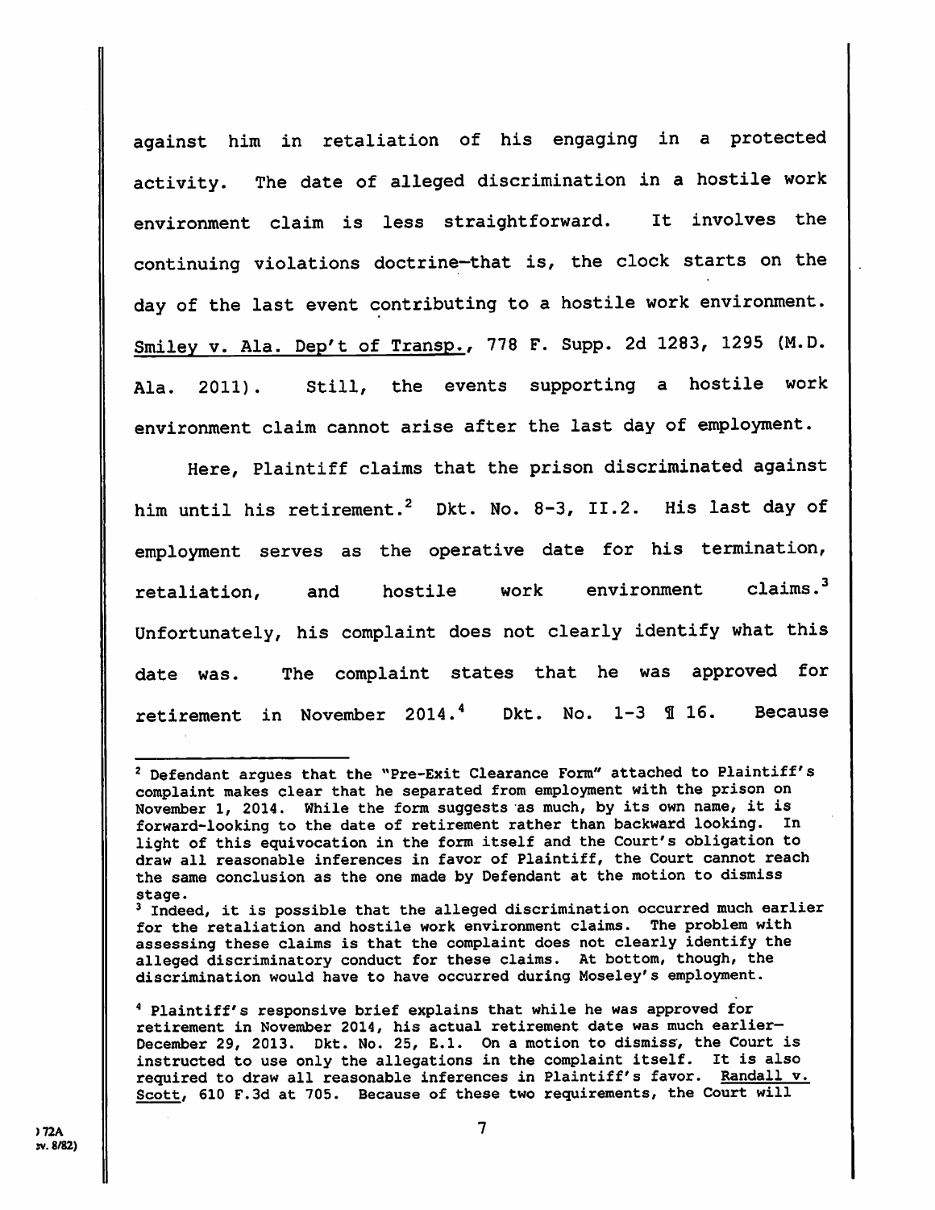against him in retaliation of his engaging in a protected activity. The date of alleged discrimination in a hostile work environment claim is less straightforward. It involves the continuing violations doctrine—that is, the clock starts on the day of the last event contributing to a hostile work environment. Smiley v. Ala. Dep't of Transp., 778 F. Supp. 2d 1283, 1295 (M.D. Ala. 2011). Still, the events supporting a hostile work environment claim cannot arise after the last day of employment.

Here, Plaintiff claims that the prison discriminated against him until his retirement.[2] Dkt. No. 8-3, II.2. His last day of employment serves as the operative date for his termination, retaliation, and hostile work environment claims.[3] Unfortunately, his complaint does not clearly identify what this date was. The complaint states that he was approved for retirement in November 2014.[4] Dkt. No. 1-3 ¶ 16. Because

---

[2] Defendant argues that the "Pre-Exit Clearance Form" attached to Plaintiff's complaint makes clear that he separated from employment with the prison on November 1, 2014. While the form suggests as much, by its own name, it is forward-looking to the date of retirement rather than backward looking. In light of this equivocation in the form itself and the Court's obligation to draw all reasonable inferences in favor of Plaintiff, the Court cannot reach the same conclusion as the one made by Defendant at the motion to dismiss stage.

[3] Indeed, it is possible that the alleged discrimination occurred much earlier for the retaliation and hostile work environment claims. The problem with assessing these claims is that the complaint does not clearly identify the alleged discriminatory conduct for these claims. At bottom, though, the discrimination would have to have occurred during Moseley's employment.

[4] Plaintiff's responsive brief explains that while he was approved for retirement in November 2014, his actual retirement date was much earlier—December 29, 2013. Dkt. No. 25, E.1. On a motion to dismiss, the Court is instructed to use only the allegations in the complaint itself. It is also required to draw all reasonable inferences in Plaintiff's favor. Randall v. Scott, 610 F.3d at 705. Because of these two requirements, the Court will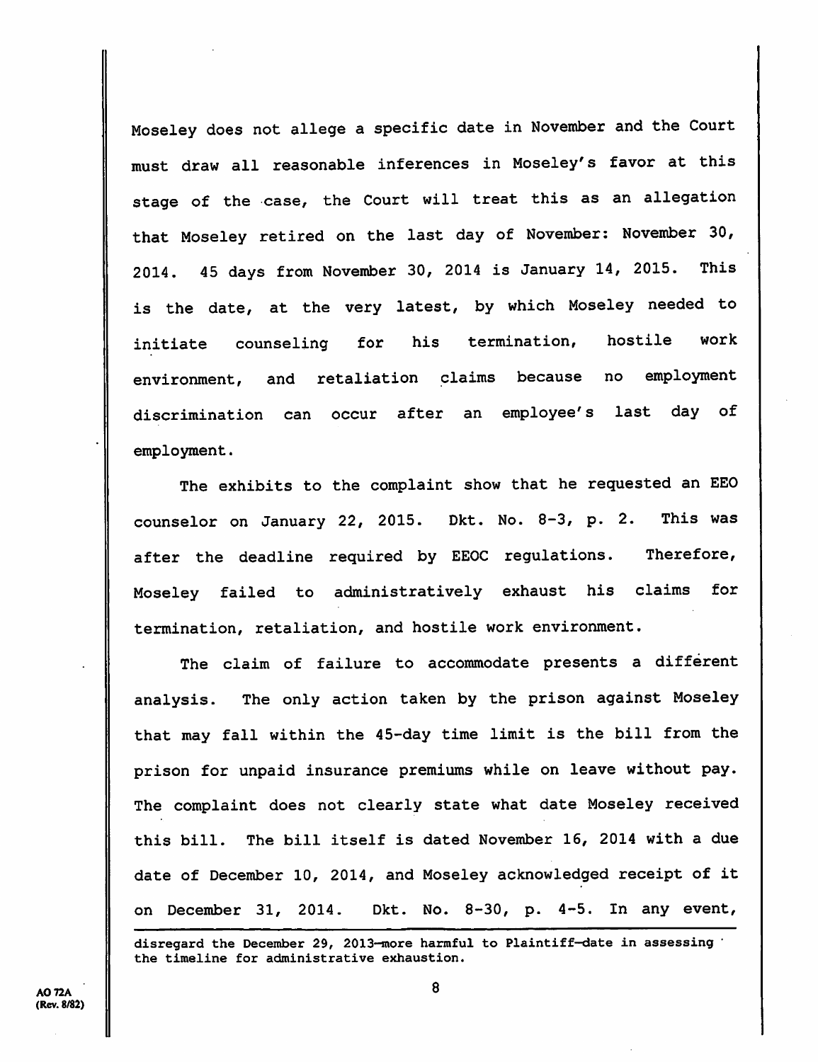Moseley does not allege a specific date in November and the Court must draw all reasonable inferences in Moseley's favor at this stage of the case, the Court will treat this as an allegation that Moseley retired on the last day of November: November 30, 2014. 45 days from November 30, 2014 is January 14, 2015. This is the date, at the very latest, by which Moseley needed to initiate counseling for his termination, hostile work environment, and retaliation claims because no employment discrimination can occur after an employee's last day of employment.

The exhibits to the complaint show that he requested an EEO counselor on January 22, 2015. Dkt. No. 8-3, p. 2. This was after the deadline required by EEOC regulations. Therefore, Moseley failed to administratively exhaust his claims for termination, retaliation, and hostile work environment.

The claim of failure to accommodate presents a different analysis. The only action taken by the prison against Moseley that may fall within the 45-day time limit is the bill from the prison for unpaid insurance premiums while on leave without pay. The complaint does not clearly state what date Moseley received this bill. The bill itself is dated November 16, 2014 with a due date of December 10, 2014, and Moseley acknowledged receipt of it on December 31, 2014. Dkt. No. 8-30, p. 4-5. In any event,

---

disregard the December 29, 2013—more harmful to Plaintiff—date in assessing the timeline for administrative exhaustion.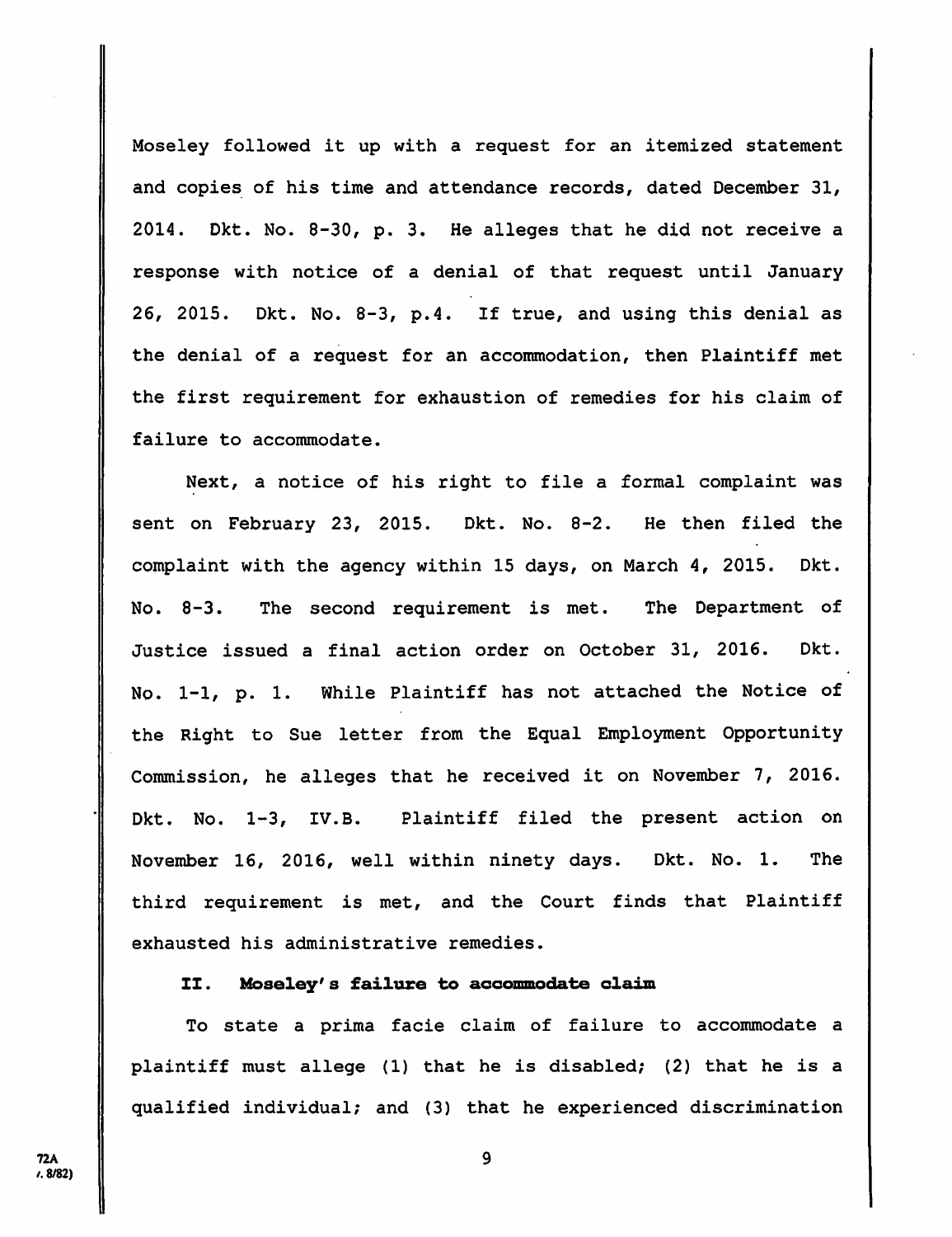Moseley followed it up with a request for an itemized statement and copies of his time and attendance records, dated December 31, 2014. Dkt. No. 8-30, p. 3. He alleges that he did not receive a response with notice of a denial of that request until January 26, 2015. Dkt. No. 8-3, p.4. If true, and using this denial as the denial of a request for an accommodation, then Plaintiff met the first requirement for exhaustion of remedies for his claim of failure to accommodate.

Next, a notice of his right to file a formal complaint was sent on February 23, 2015. Dkt. No. 8-2. He then filed the complaint with the agency within 15 days, on March 4, 2015. Dkt. No. 8-3. The second requirement is met. The Department of Justice issued a final action order on October 31, 2016. Dkt. No. 1-1, p. 1. While Plaintiff has not attached the Notice of the Right to Sue letter from the Equal Employment Opportunity Commission, he alleges that he received it on November 7, 2016. Dkt. No. 1-3, IV.B. Plaintiff filed the present action on November 16, 2016, well within ninety days. Dkt. No. 1. The third requirement is met, and the Court finds that Plaintiff exhausted his administrative remedies.

## II. Moseley's failure to accommodate claim

To state a prima facie claim of failure to accommodate a plaintiff must allege (1) that he is disabled; (2) that he is a qualified individual; and (3) that he experienced discrimination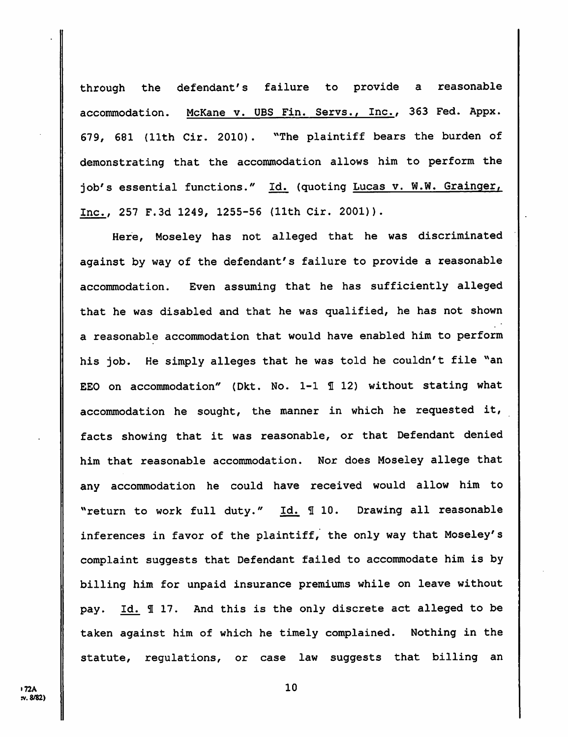through the defendant's failure to provide a reasonable accommodation. McKane v. UBS Fin. Servs., Inc., 363 Fed. Appx. 679, 681 (11th Cir. 2010). "The plaintiff bears the burden of demonstrating that the accommodation allows him to perform the job's essential functions." Id. (quoting Lucas v. W.W. Grainger, Inc., 257 F.3d 1249, 1255-56 (11th Cir. 2001)).

Here, Moseley has not alleged that he was discriminated against by way of the defendant's failure to provide a reasonable accommodation. Even assuming that he has sufficiently alleged that he was disabled and that he was qualified, he has not shown a reasonable accommodation that would have enabled him to perform his job. He simply alleges that he was told he couldn't file "an EEO on accommodation" (Dkt. No. 1-1 ¶ 12) without stating what accommodation he sought, the manner in which he requested it, facts showing that it was reasonable, or that Defendant denied him that reasonable accommodation. Nor does Moseley allege that any accommodation he could have received would allow him to "return to work full duty." Id. ¶ 10. Drawing all reasonable inferences in favor of the plaintiff, the only way that Moseley's complaint suggests that Defendant failed to accommodate him is by billing him for unpaid insurance premiums while on leave without pay. Id. ¶ 17. And this is the only discrete act alleged to be taken against him of which he timely complained. Nothing in the statute, regulations, or case law suggests that billing an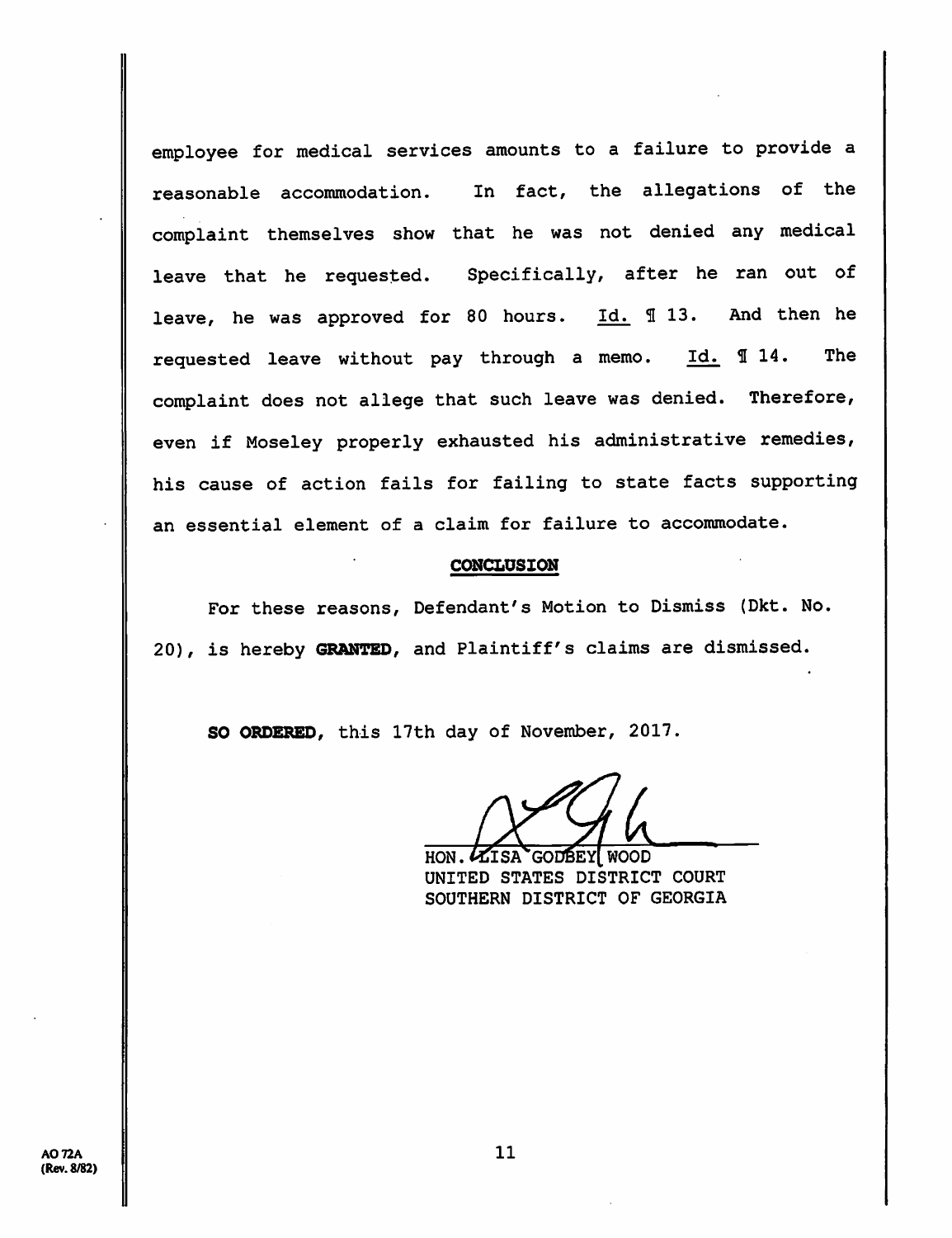employee for medical services amounts to a failure to provide a reasonable accommodation. In fact, the allegations of the complaint themselves show that he was not denied any medical leave that he requested. Specifically, after he ran out of leave, he was approved for 80 hours. Id. ¶ 13. And then he requested leave without pay through a memo. Id. ¶ 14. The complaint does not allege that such leave was denied. Therefore, even if Moseley properly exhausted his administrative remedies, his cause of action fails for failing to state facts supporting an essential element of a claim for failure to accommodate.

## CONCLUSION

For these reasons, Defendant's Motion to Dismiss (Dkt. No. 20), is hereby **GRANTED**, and Plaintiff's claims are dismissed.

**SO ORDERED**, this 17th day of November, 2017.

HON. LISA GODBEY WOOD
UNITED STATES DISTRICT COURT
SOUTHERN DISTRICT OF GEORGIA

AO 72A
(Rev. 8/82)